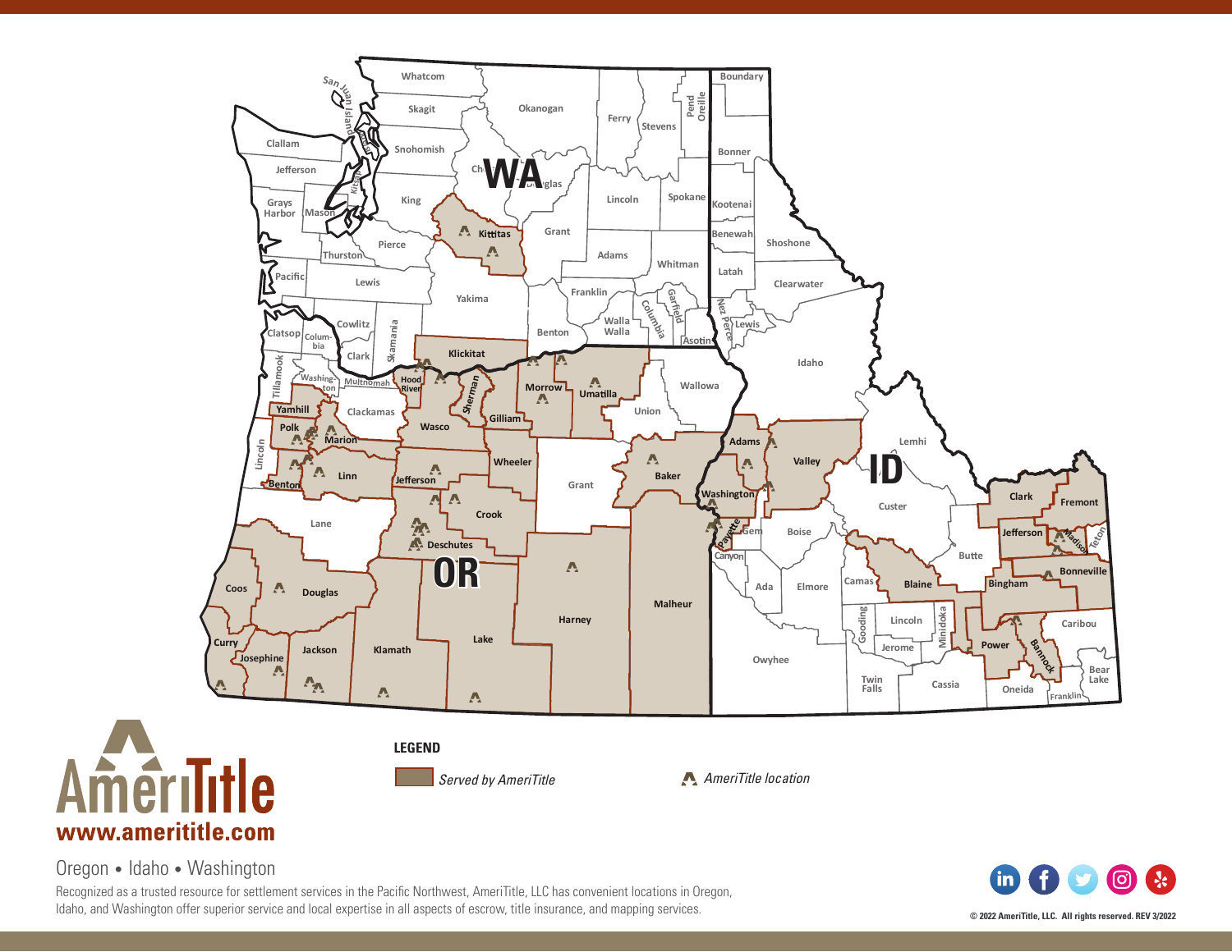# AmeriTitle

**www.ameritile.com**

Oregon • Idaho • Washington

Recognized as a trusted resource for settlement services in the Pacific Northwest, AmeriTitle, LLC has convenient locations in Oregon, Idaho, and Washington offer superior service and local expertise in all aspects of escrow, title insurance, and mapping services.

**LEGEND**

*Served by AmeriTitle*

*AmeriTitle location*

© 2022 AmeriTitle, LLC. All rights reserved. REV 3/2022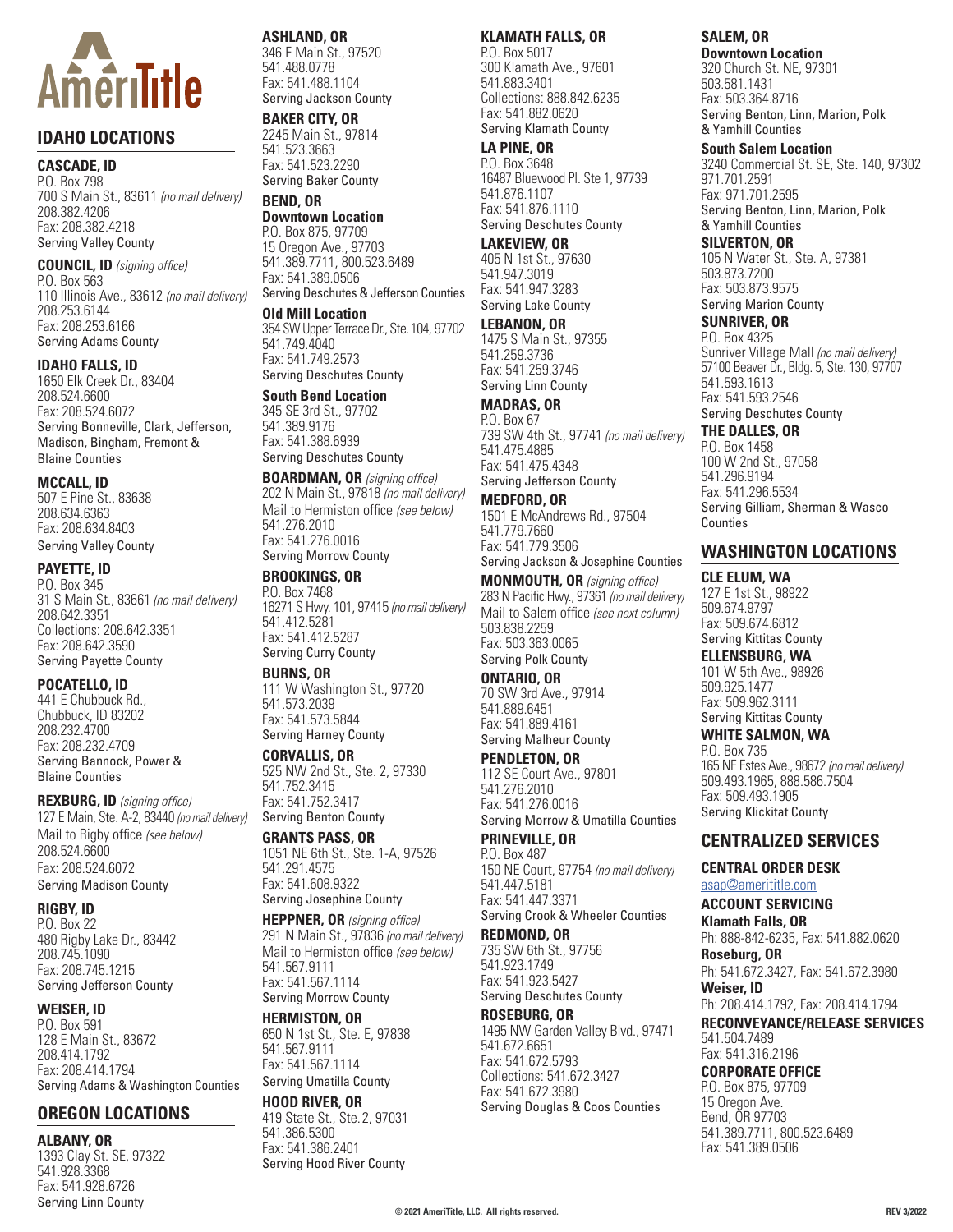AmeriTitle

## IDAHO LOCATIONS

**CASCADE, ID**
P.O. Box 798
700 S Main St., 83611 *(no mail delivery)*
208.382.4206
Fax: 208.382.4218
Serving Valley County

**COUNCIL, ID** *(signing office)*
P.O. Box 563
110 Illinois Ave., 83612 *(no mail delivery)*
208.253.6144
Fax: 208.253.6166
Serving Adams County

**IDAHO FALLS, ID**
1650 Elk Creek Dr., 83404
208.524.6600
Fax: 208.524.6072
Serving Bonneville, Clark, Jefferson, Madison, Bingham, Fremont & Blaine Counties

**MCCALL, ID**
507 E Pine St., 83638
208.634.6363
Fax: 208.634.8403
Serving Valley County

**PAYETTE, ID**
P.O. Box 345
31 S Main St., 83661 *(no mail delivery)*
208.642.3351
Collections: 208.642.3351
Fax: 208.642.3590
Serving Payette County

**POCATELLO, ID**
441 E Chubbuck Rd., Chubbuck, ID 83202
208.232.4700
Fax: 208.232.4709
Serving Bannock, Power & Blaine Counties

**REXBURG, ID** *(signing office)*
127 E Main, Ste. A-2, 83440 *(no mail delivery)*
Mail to Rigby office *(see below)*
208.524.6600
Fax: 208.524.6072
Serving Madison County

**RIGBY, ID**
P.O. Box 22
480 Rigby Lake Dr., 83442
208.745.1090
Fax: 208.745.1215
Serving Jefferson County

**WEISER, ID**
P.O. Box 591
128 E Main St., 83672
208.414.1792
Fax: 208.414.1794
Serving Adams & Washington Counties

## OREGON LOCATIONS

**ALBANY, OR**
1393 Clay St. SE, 97322
541.928.3368
Fax: 541.928.6726
Serving Linn County

**ASHLAND, OR**
346 E Main St., 97520
541.488.0778
Fax: 541.488.1104
Serving Jackson County

**BAKER CITY, OR**
2245 Main St., 97814
541.523.3663
Fax: 541.523.2290
Serving Baker County

**BEND, OR**

**Downtown Location**
P.O. Box 875, 97709
15 Oregon Ave., 97703
541.389.7711, 800.523.6489
Fax: 541.389.0506
Serving Deschutes & Jefferson Counties

**Old Mill Location**
354 SW Upper Terrace Dr., Ste. 104, 97702
541.749.4040
Fax: 541.749.2573
Serving Deschutes County

**South Bend Location**
345 SE 3rd St., 97702
541.389.9176
Fax: 541.388.6939
Serving Deschutes County

**BOARDMAN, OR** *(signing office)*
202 N Main St., 97818 *(no mail delivery)*
Mail to Hermiston office *(see below)*
541.276.2010
Fax: 541.276.0016
Serving Morrow County

**BROOKINGS, OR**
P.O. Box 7468
16271 S Hwy. 101, 97415 *(no mail delivery)*
541.412.5281
Fax: 541.412.5287
Serving Curry County

**BURNS, OR**
111 W Washington St., 97720
541.573.2039
Fax: 541.573.5844
Serving Harney County

**CORVALLIS, OR**
525 NW 2nd St., Ste. 2, 97330
541.752.3415
Fax: 541.752.3417
Serving Benton County

**GRANTS PASS, OR**
1051 NE 6th St., Ste. 1-A, 97526
541.291.4575
Fax: 541.608.9322
Serving Josephine County

**HEPPNER, OR** *(signing office)*
291 N Main St., 97836 *(no mail delivery)*
Mail to Hermiston office *(see below)*
541.567.9111
Fax: 541.567.1114
Serving Morrow County

**HERMISTON, OR**
650 N 1st St., Ste. E, 97838
541.567.9111
Fax: 541.567.1114
Serving Umatilla County

**HOOD RIVER, OR**
419 State St., Ste. 2, 97031
541.386.5300
Fax: 541.386.2401
Serving Hood River County

**KLAMATH FALLS, OR**
P.O. Box 5017
300 Klamath Ave., 97601
541.883.3401
Collections: 888.842.6235
Fax: 541.882.0620
Serving Klamath County

**LA PINE, OR**
P.O. Box 3648
16487 Bluewood Pl. Ste 1, 97739
541.876.1107
Fax: 541.876.1110
Serving Deschutes County

**LAKEVIEW, OR**
405 N 1st St., 97630
541.947.3019
Fax: 541.947.3283
Serving Lake County

**LEBANON, OR**
1475 S Main St., 97355
541.259.3736
Fax: 541.259.3746
Serving Linn County

**MADRAS, OR**
P.O. Box 67
739 SW 4th St., 97741 *(no mail delivery)*
541.475.4885
Fax: 541.475.4348
Serving Jefferson County

**MEDFORD, OR**
1501 E McAndrews Rd., 97504
541.779.7660
Fax: 541.779.3506
Serving Jackson & Josephine Counties

**MONMOUTH, OR** *(signing office)*
283 N Pacific Hwy., 97361 *(no mail delivery)*
Mail to Salem office *(see next column)*
503.838.2259
Fax: 503.363.0065
Serving Polk County

**ONTARIO, OR**
70 SW 3rd Ave., 97914
541.889.6451
Fax: 541.889.4161
Serving Malheur County

**PENDLETON, OR**
112 SE Court Ave., 97801
541.276.2010
Fax: 541.276.0016
Serving Morrow & Umatilla Counties

**PRINEVILLE, OR**
P.O. Box 487
150 NE Court, 97754 *(no mail delivery)*
541.447.5181
Fax: 541.447.3371
Serving Crook & Wheeler Counties

**REDMOND, OR**
735 SW 6th St., 97756
541.923.1749
Fax: 541.923.5427
Serving Deschutes County

**ROSEBURG, OR**
1495 NW Garden Valley Blvd., 97471
541.672.6651
Fax: 541.672.5793
Collections: 541.672.3427
Fax: 541.672.3980
Serving Douglas & Coos Counties

**SALEM, OR**

**Downtown Location**
320 Church St. NE, 97301
503.581.1431
Fax: 503.364.8716
Serving Benton, Linn, Marion, Polk & Yamhill Counties

**South Salem Location**
3240 Commercial St. SE, Ste. 140, 97302
971.701.2591
Fax: 971.701.2595
Serving Benton, Linn, Marion, Polk & Yamhill Counties

**SILVERTON, OR**
105 N Water St., Ste. A, 97381
503.873.7200
Fax: 503.873.9575
Serving Marion County

**SUNRIVER, OR**
P.O. Box 4325
Sunriver Village Mall *(no mail delivery)*
57100 Beaver Dr., Bldg. 5, Ste. 130, 97707
541.593.1613
Fax: 541.593.2546
Serving Deschutes County

**THE DALLES, OR**
P.O. Box 1458
100 W 2nd St., 97058
541.296.9194
Fax: 541.296.5534
Serving Gilliam, Sherman & Wasco Counties

## WASHINGTON LOCATIONS

**CLE ELUM, WA**
127 E 1st St., 98922
509.674.9797
Fax: 509.674.6812
Serving Kittitas County

**ELLENSBURG, WA**
101 W 5th Ave., 98926
509.925.1477
Fax: 509.962.3111
Serving Kittitas County

**WHITE SALMON, WA**
P.O. Box 735
165 NE Estes Ave., 98672 *(no mail delivery)*
509.493.1965, 888.586.7504
Fax: 509.493.1905
Serving Klickitat County

## CENTRALIZED SERVICES

**CENTRAL ORDER DESK**
asap@amerititle.com

**ACCOUNT SERVICING**

**Klamath Falls, OR**
Ph: 888-842-6235, Fax: 541.882.0620

**Roseburg, OR**
Ph: 541.672.3427, Fax: 541.672.3980

**Weiser, ID**
Ph: 208.414.1792, Fax: 208.414.1794

**RECONVEYANCE/RELEASE SERVICES**
541.504.7489
Fax: 541.316.2196

**CORPORATE OFFICE**
P.O. Box 875, 97709
15 Oregon Ave.
Bend, OR 97703
541.389.7711, 800.523.6489
Fax: 541.389.0506

© 2021 AmeriTitle, LLC. All rights reserved.

REV 3/2022